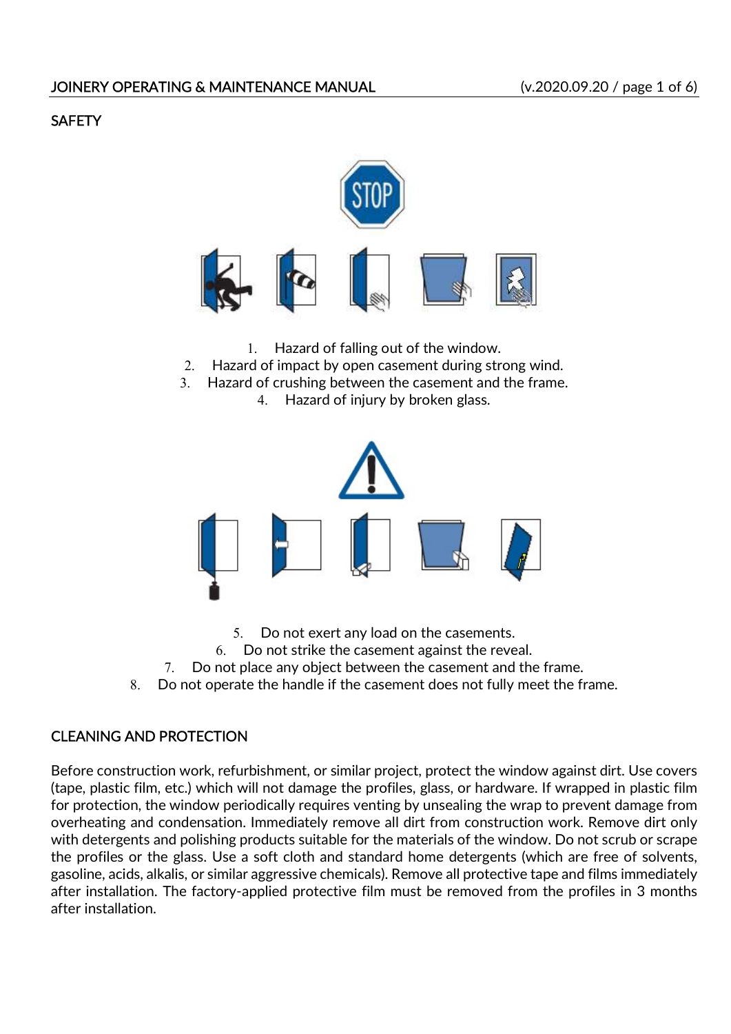## SAFETY

1. Hazard of falling out of the window.
2. Hazard of impact by open casement during strong wind.
3. Hazard of crushing between the casement and the frame.
4. Hazard of injury by broken glass.

5. Do not exert any load on the casements.
6. Do not strike the casement against the reveal.
7. Do not place any object between the casement and the frame.
8. Do not operate the handle if the casement does not fully meet the frame.

## CLEANING AND PROTECTION

Before construction work, refurbishment, or similar project, protect the window against dirt. Use covers (tape, plastic film, etc.) which will not damage the profiles, glass, or hardware. If wrapped in plastic film for protection, the window periodically requires venting by unsealing the wrap to prevent damage from overheating and condensation. Immediately remove all dirt from construction work. Remove dirt only with detergents and polishing products suitable for the materials of the window. Do not scrub or scrape the profiles or the glass. Use a soft cloth and standard home detergents (which are free of solvents, gasoline, acids, alkalis, or similar aggressive chemicals). Remove all protective tape and films immediately after installation. The factory-applied protective film must be removed from the profiles in 3 months after installation.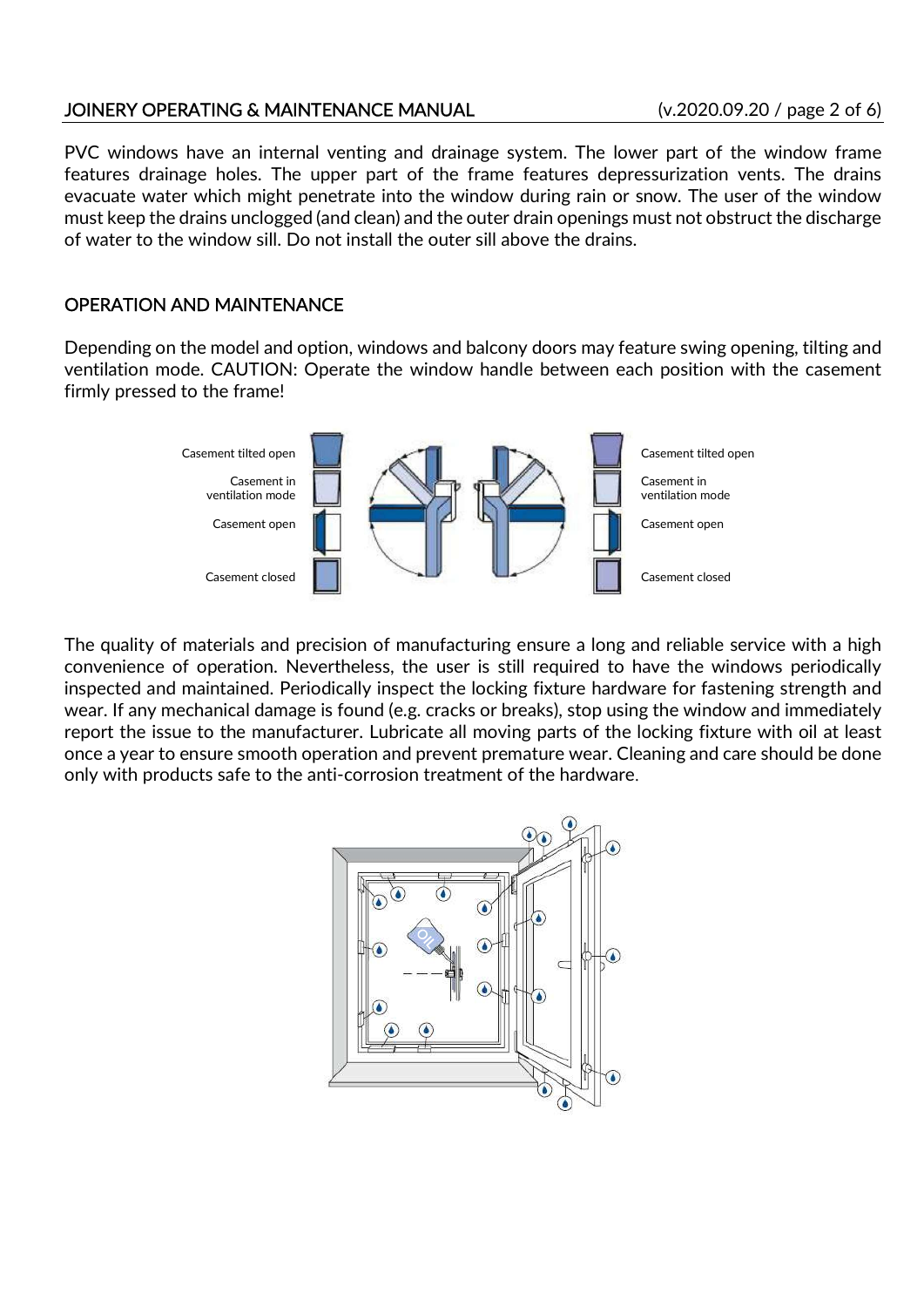PVC windows have an internal venting and drainage system. The lower part of the window frame features drainage holes. The upper part of the frame features depressurization vents. The drains evacuate water which might penetrate into the window during rain or snow. The user of the window must keep the drains unclogged (and clean) and the outer drain openings must not obstruct the discharge of water to the window sill. Do not install the outer sill above the drains.

## OPERATION AND MAINTENANCE

Depending on the model and option, windows and balcony doors may feature swing opening, tilting and ventilation mode. CAUTION: Operate the window handle between each position with the casement firmly pressed to the frame!

The quality of materials and precision of manufacturing ensure a long and reliable service with a high convenience of operation. Nevertheless, the user is still required to have the windows periodically inspected and maintained. Periodically inspect the locking fixture hardware for fastening strength and wear. If any mechanical damage is found (e.g. cracks or breaks), stop using the window and immediately report the issue to the manufacturer. Lubricate all moving parts of the locking fixture with oil at least once a year to ensure smooth operation and prevent premature wear. Cleaning and care should be done only with products safe to the anti-corrosion treatment of the hardware.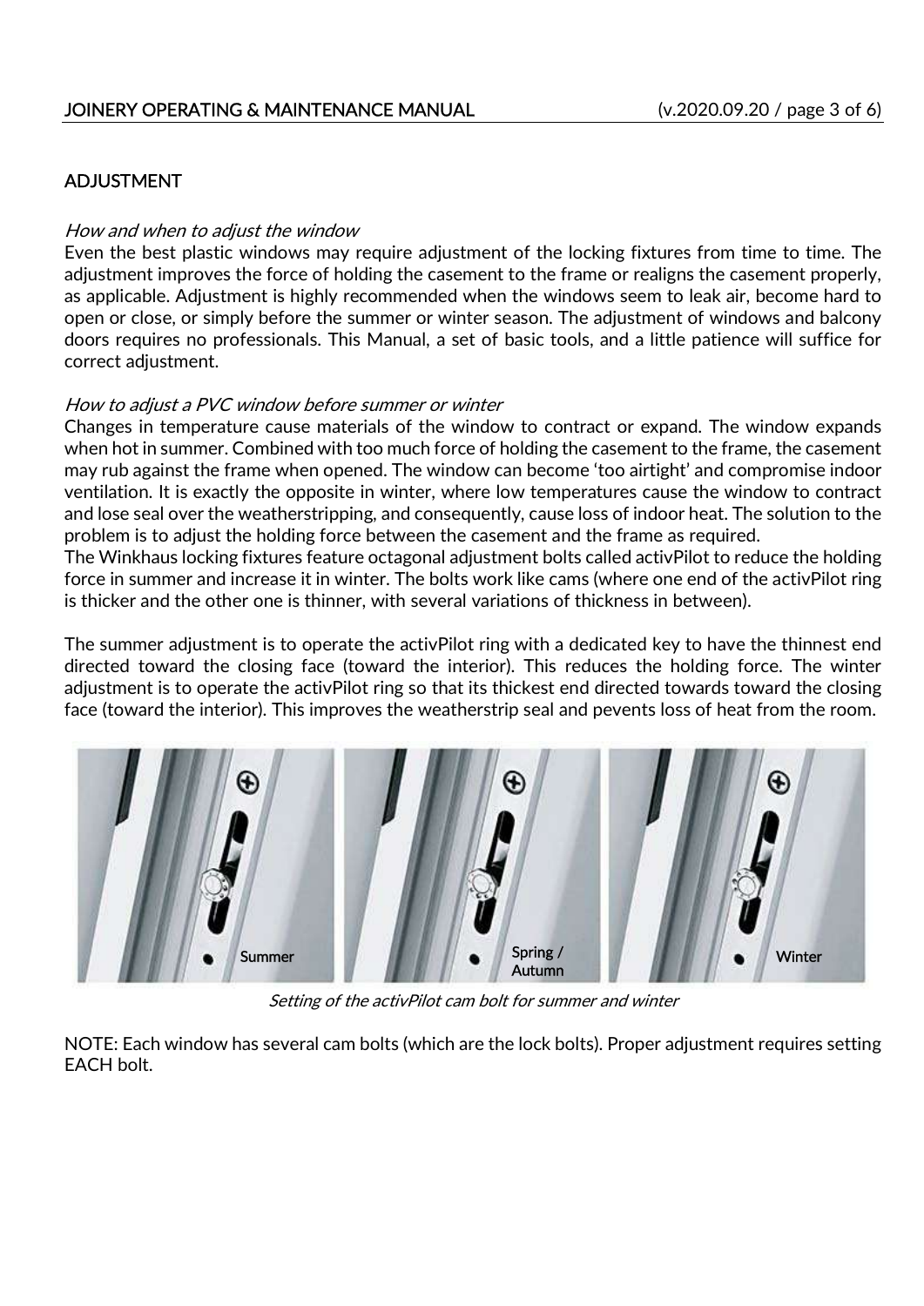## ADJUSTMENT

*How and when to adjust the window*

Even the best plastic windows may require adjustment of the locking fixtures from time to time. The adjustment improves the force of holding the casement to the frame or realigns the casement properly, as applicable. Adjustment is highly recommended when the windows seem to leak air, become hard to open or close, or simply before the summer or winter season. The adjustment of windows and balcony doors requires no professionals. This Manual, a set of basic tools, and a little patience will suffice for correct adjustment.

*How to adjust a PVC window before summer or winter*

Changes in temperature cause materials of the window to contract or expand. The window expands when hot in summer. Combined with too much force of holding the casement to the frame, the casement may rub against the frame when opened. The window can become 'too airtight' and compromise indoor ventilation. It is exactly the opposite in winter, where low temperatures cause the window to contract and lose seal over the weatherstripping, and consequently, cause loss of indoor heat. The solution to the problem is to adjust the holding force between the casement and the frame as required.
The Winkhaus locking fixtures feature octagonal adjustment bolts called activPilot to reduce the holding force in summer and increase it in winter. The bolts work like cams (where one end of the activPilot ring is thicker and the other one is thinner, with several variations of thickness in between).

The summer adjustment is to operate the activPilot ring with a dedicated key to have the thinnest end directed toward the closing face (toward the interior). This reduces the holding force. The winter adjustment is to operate the activPilot ring so that its thickest end directed towards toward the closing face (toward the interior). This improves the weatherstrip seal and pevents loss of heat from the room.

Summer | Spring / Autumn | Winter

*Setting of the activPilot cam bolt for summer and winter*

NOTE: Each window has several cam bolts (which are the lock bolts). Proper adjustment requires setting EACH bolt.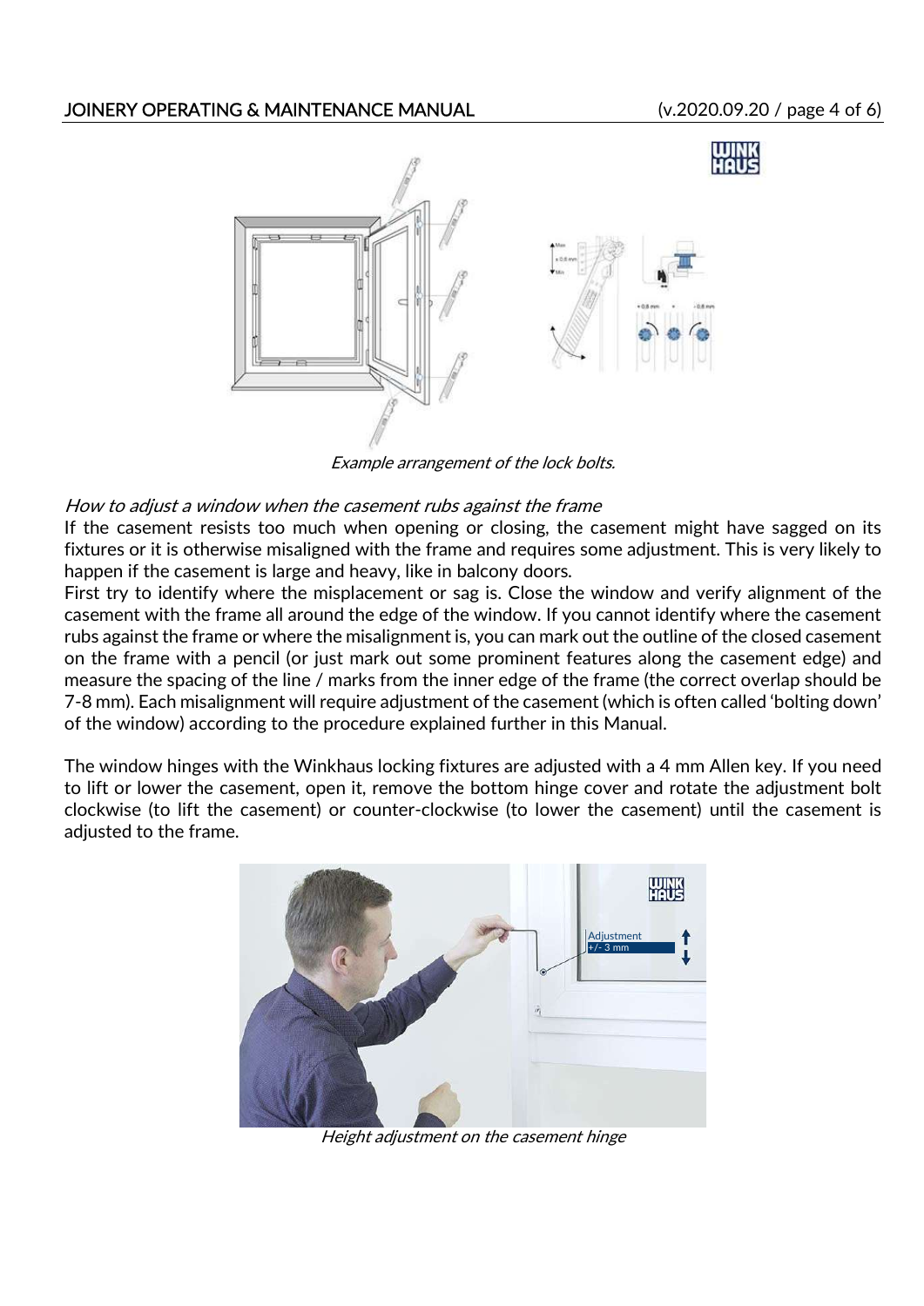*Example arrangement of the lock bolts.*

*How to adjust a window when the casement rubs against the frame*

If the casement resists too much when opening or closing, the casement might have sagged on its fixtures or it is otherwise misaligned with the frame and requires some adjustment. This is very likely to happen if the casement is large and heavy, like in balcony doors.

First try to identify where the misplacement or sag is. Close the window and verify alignment of the casement with the frame all around the edge of the window. If you cannot identify where the casement rubs against the frame or where the misalignment is, you can mark out the outline of the closed casement on the frame with a pencil (or just mark out some prominent features along the casement edge) and measure the spacing of the line / marks from the inner edge of the frame (the correct overlap should be 7-8 mm). Each misalignment will require adjustment of the casement (which is often called 'bolting down' of the window) according to the procedure explained further in this Manual.

The window hinges with the Winkhaus locking fixtures are adjusted with a 4 mm Allen key. If you need to lift or lower the casement, open it, remove the bottom hinge cover and rotate the adjustment bolt clockwise (to lift the casement) or counter-clockwise (to lower the casement) until the casement is adjusted to the frame.

*Height adjustment on the casement hinge*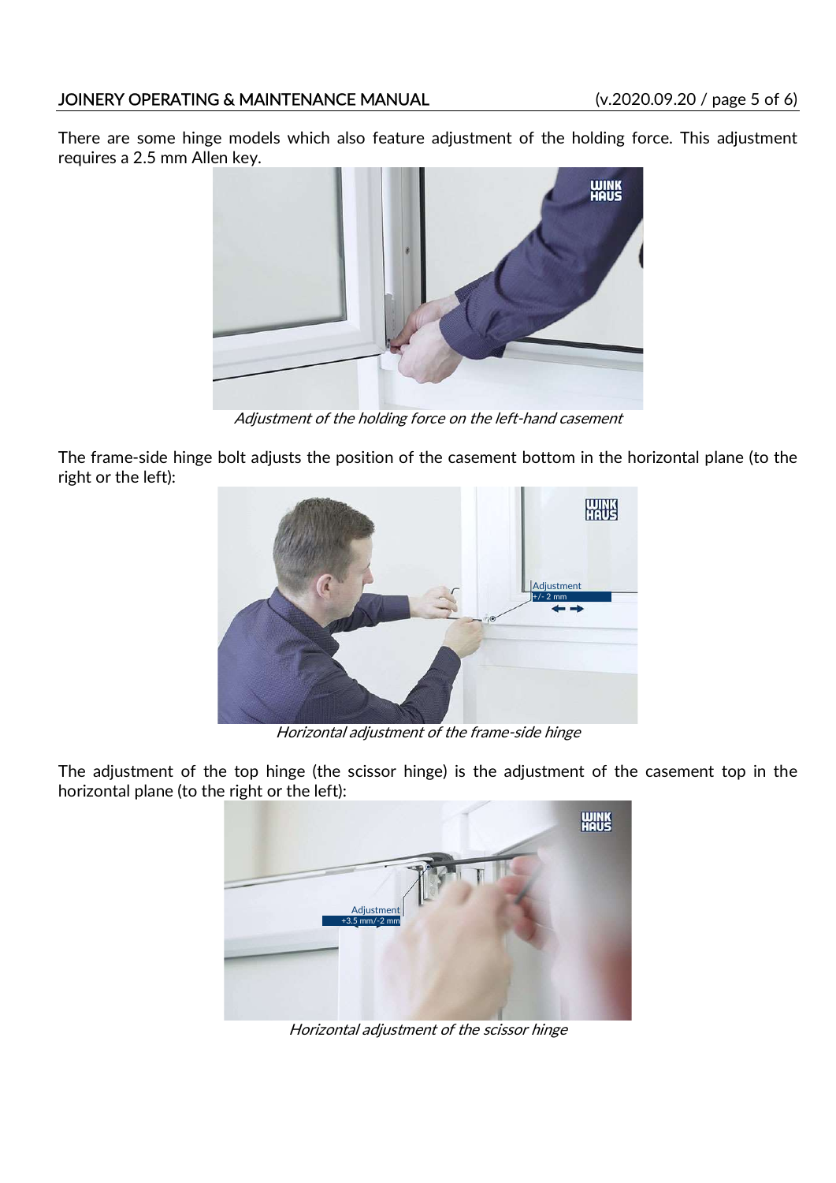There are some hinge models which also feature adjustment of the holding force. This adjustment requires a 2.5 mm Allen key.

*Adjustment of the holding force on the left-hand casement*

The frame-side hinge bolt adjusts the position of the casement bottom in the horizontal plane (to the right or the left):

*Horizontal adjustment of the frame-side hinge*

The adjustment of the top hinge (the scissor hinge) is the adjustment of the casement top in the horizontal plane (to the right or the left):

*Horizontal adjustment of the scissor hinge*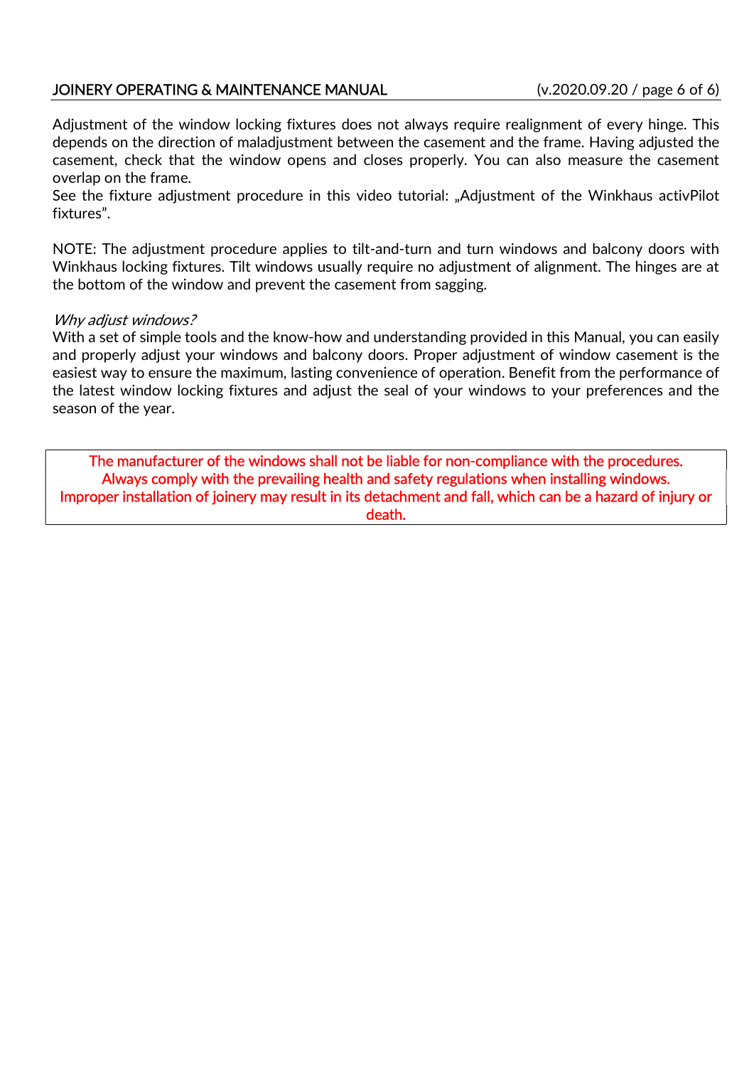Adjustment of the window locking fixtures does not always require realignment of every hinge. This depends on the direction of maladjustment between the casement and the frame. Having adjusted the casement, check that the window opens and closes properly. You can also measure the casement overlap on the frame.
See the fixture adjustment procedure in this video tutorial: „Adjustment of the Winkhaus activPilot fixtures".

NOTE: The adjustment procedure applies to tilt-and-turn and turn windows and balcony doors with Winkhaus locking fixtures. Tilt windows usually require no adjustment of alignment. The hinges are at the bottom of the window and prevent the casement from sagging.

*Why adjust windows?*
With a set of simple tools and the know-how and understanding provided in this Manual, you can easily and properly adjust your windows and balcony doors. Proper adjustment of window casement is the easiest way to ensure the maximum, lasting convenience of operation. Benefit from the performance of the latest window locking fixtures and adjust the seal of your windows to your preferences and the season of the year.

The manufacturer of the windows shall not be liable for non-compliance with the procedures.
Always comply with the prevailing health and safety regulations when installing windows.
Improper installation of joinery may result in its detachment and fall, which can be a hazard of injury or death.